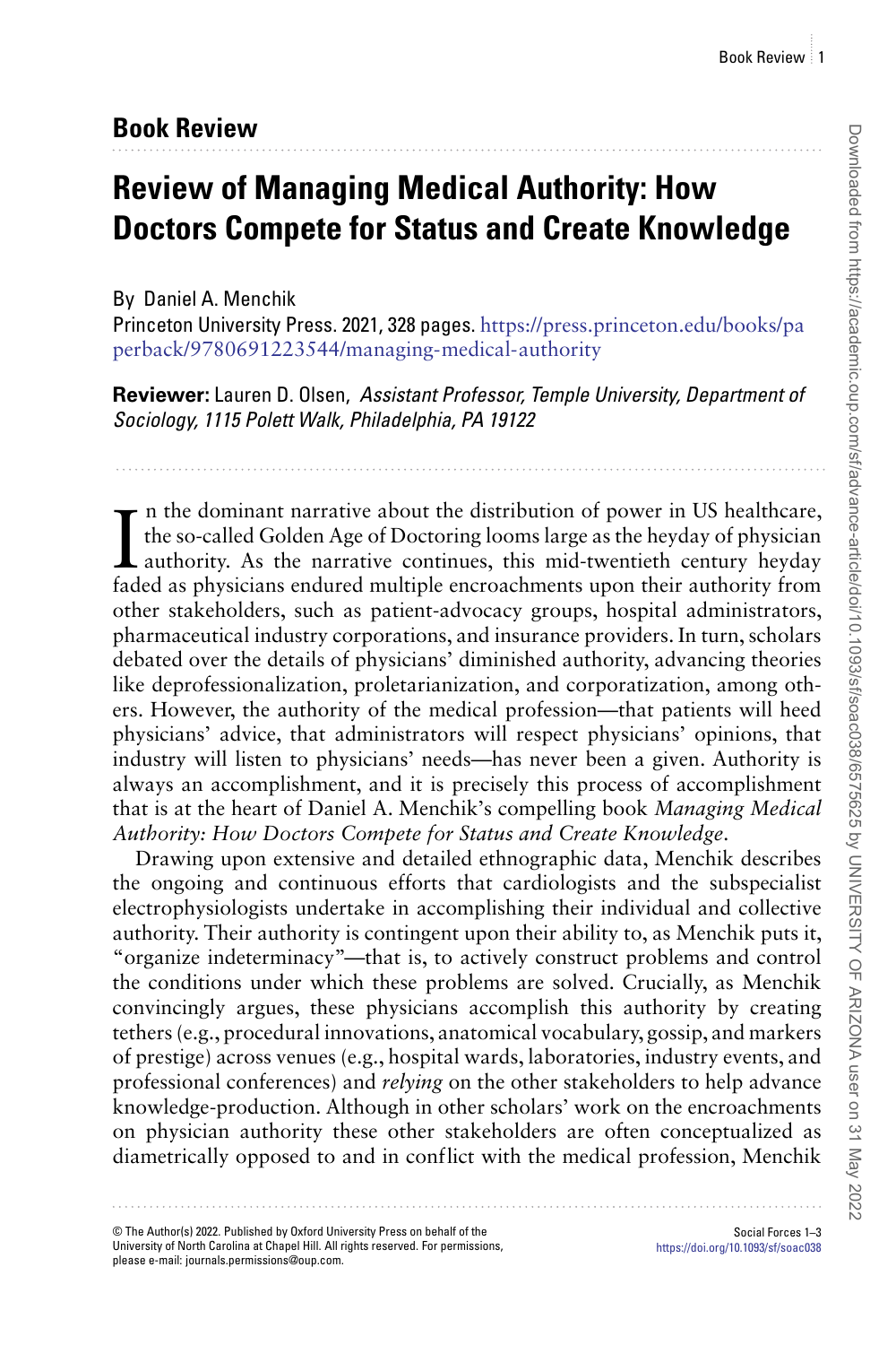## Book Review

# Review of Managing Medical Authority: How Doctors Compete for Status and Create Knowledge

By Daniel A. Menchik

Princeton University Press. 2021, 328 pages. https://press.princeton.edu/books/paperback/9780691223544/managing-medical-authority

**Reviewer:** Lauren D. Olsen, *Assistant Professor, Temple University, Department of Sociology, 1115 Polett Walk, Philadelphia, PA 19122*

In the dominant narrative about the distribution of power in US healthcare, the so-called Golden Age of Doctoring looms large as the heyday of physician authority. As the narrative continues, this mid-twentieth century heyday faded as physicians endured multiple encroachments upon their authority from other stakeholders, such as patient-advocacy groups, hospital administrators, pharmaceutical industry corporations, and insurance providers. In turn, scholars debated over the details of physicians' diminished authority, advancing theories like deprofessionalization, proletarianization, and corporatization, among others. However, the authority of the medical profession—that patients will heed physicians' advice, that administrators will respect physicians' opinions, that industry will listen to physicians' needs—has never been a given. Authority is always an accomplishment, and it is precisely this process of accomplishment that is at the heart of Daniel A. Menchik's compelling book *Managing Medical Authority: How Doctors Compete for Status and Create Knowledge*.

Drawing upon extensive and detailed ethnographic data, Menchik describes the ongoing and continuous efforts that cardiologists and the subspecialist electrophysiologists undertake in accomplishing their individual and collective authority. Their authority is contingent upon their ability to, as Menchik puts it, "organize indeterminacy"—that is, to actively construct problems and control the conditions under which these problems are solved. Crucially, as Menchik convincingly argues, these physicians accomplish this authority by creating tethers (e.g., procedural innovations, anatomical vocabulary, gossip, and markers of prestige) across venues (e.g., hospital wards, laboratories, industry events, and professional conferences) and *relying* on the other stakeholders to help advance knowledge-production. Although in other scholars' work on the encroachments on physician authority these other stakeholders are often conceptualized as diametrically opposed to and in conflict with the medical profession, Menchik

© The Author(s) 2022. Published by Oxford University Press on behalf of the University of North Carolina at Chapel Hill. All rights reserved. For permissions, please e-mail: journals.permissions@oup.com.

https://doi.org/10.1093/sf/soac038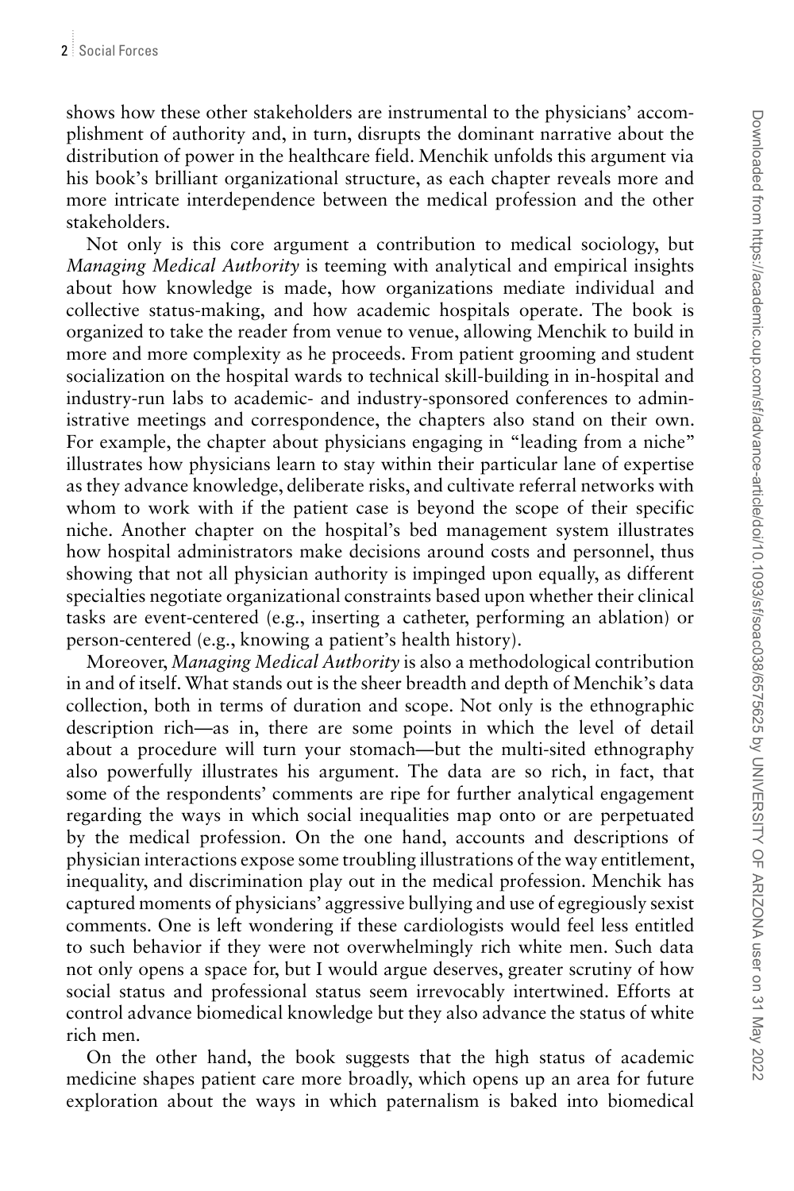shows how these other stakeholders are instrumental to the physicians' accomplishment of authority and, in turn, disrupts the dominant narrative about the distribution of power in the healthcare field. Menchik unfolds this argument via his book's brilliant organizational structure, as each chapter reveals more and more intricate interdependence between the medical profession and the other stakeholders.

Not only is this core argument a contribution to medical sociology, but *Managing Medical Authority* is teeming with analytical and empirical insights about how knowledge is made, how organizations mediate individual and collective status-making, and how academic hospitals operate. The book is organized to take the reader from venue to venue, allowing Menchik to build in more and more complexity as he proceeds. From patient grooming and student socialization on the hospital wards to technical skill-building in in-hospital and industry-run labs to academic- and industry-sponsored conferences to administrative meetings and correspondence, the chapters also stand on their own. For example, the chapter about physicians engaging in "leading from a niche" illustrates how physicians learn to stay within their particular lane of expertise as they advance knowledge, deliberate risks, and cultivate referral networks with whom to work with if the patient case is beyond the scope of their specific niche. Another chapter on the hospital's bed management system illustrates how hospital administrators make decisions around costs and personnel, thus showing that not all physician authority is impinged upon equally, as different specialties negotiate organizational constraints based upon whether their clinical tasks are event-centered (e.g., inserting a catheter, performing an ablation) or person-centered (e.g., knowing a patient's health history).

Moreover, *Managing Medical Authority* is also a methodological contribution in and of itself. What stands out is the sheer breadth and depth of Menchik's data collection, both in terms of duration and scope. Not only is the ethnographic description rich—as in, there are some points in which the level of detail about a procedure will turn your stomach—but the multi-sited ethnography also powerfully illustrates his argument. The data are so rich, in fact, that some of the respondents' comments are ripe for further analytical engagement regarding the ways in which social inequalities map onto or are perpetuated by the medical profession. On the one hand, accounts and descriptions of physician interactions expose some troubling illustrations of the way entitlement, inequality, and discrimination play out in the medical profession. Menchik has captured moments of physicians' aggressive bullying and use of egregiously sexist comments. One is left wondering if these cardiologists would feel less entitled to such behavior if they were not overwhelmingly rich white men. Such data not only opens a space for, but I would argue deserves, greater scrutiny of how social status and professional status seem irrevocably intertwined. Efforts at control advance biomedical knowledge but they also advance the status of white rich men.

On the other hand, the book suggests that the high status of academic medicine shapes patient care more broadly, which opens up an area for future exploration about the ways in which paternalism is baked into biomedical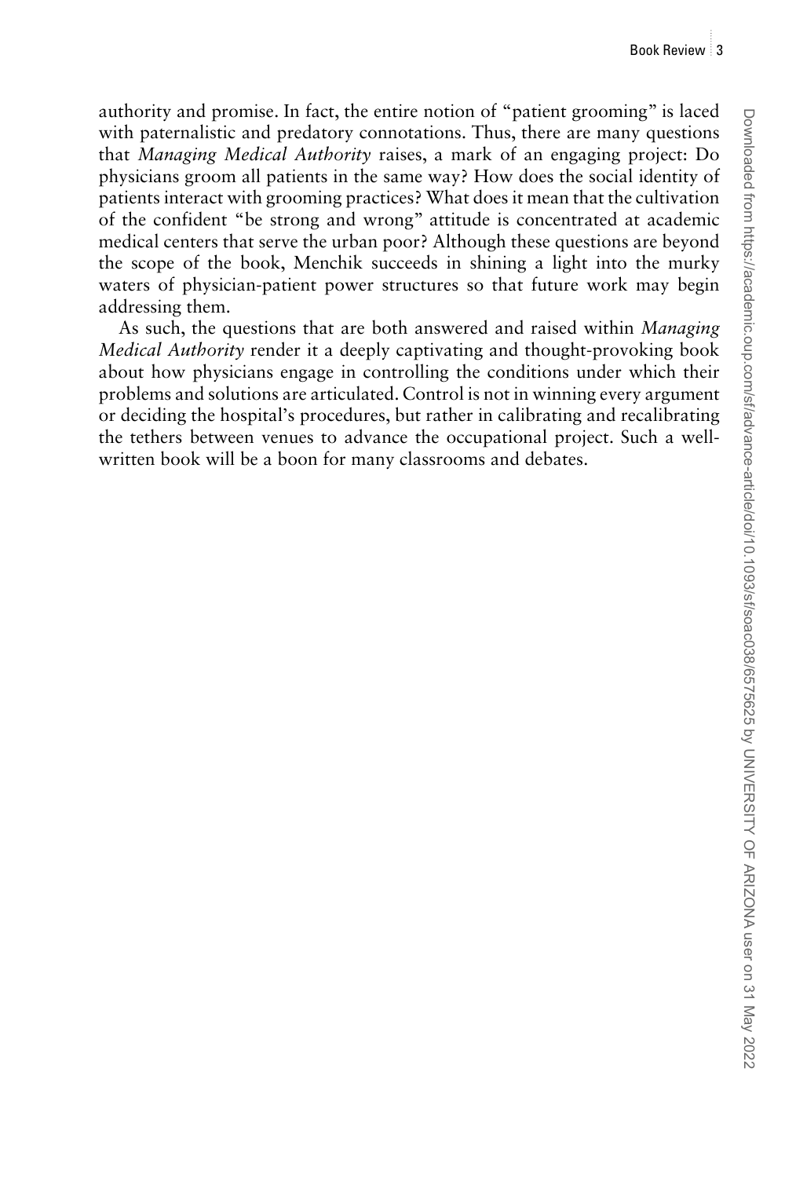authority and promise. In fact, the entire notion of "patient grooming" is laced with paternalistic and predatory connotations. Thus, there are many questions that *Managing Medical Authority* raises, a mark of an engaging project: Do physicians groom all patients in the same way? How does the social identity of patients interact with grooming practices? What does it mean that the cultivation of the confident "be strong and wrong" attitude is concentrated at academic medical centers that serve the urban poor? Although these questions are beyond the scope of the book, Menchik succeeds in shining a light into the murky waters of physician-patient power structures so that future work may begin addressing them.

As such, the questions that are both answered and raised within *Managing Medical Authority* render it a deeply captivating and thought-provoking book about how physicians engage in controlling the conditions under which their problems and solutions are articulated. Control is not in winning every argument or deciding the hospital's procedures, but rather in calibrating and recalibrating the tethers between venues to advance the occupational project. Such a well-written book will be a boon for many classrooms and debates.